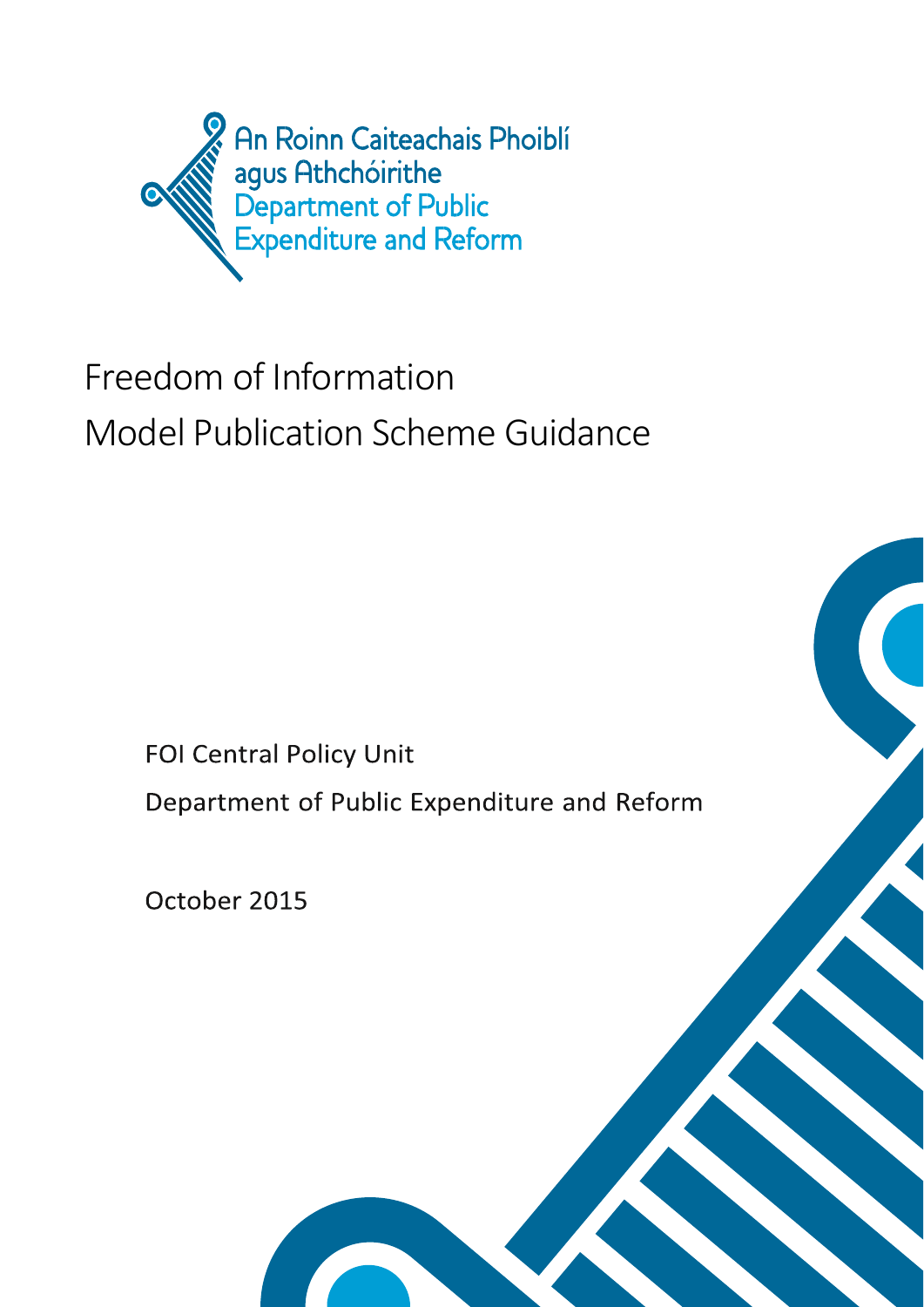An Roinn Caiteachais Phoiblí agus Athchóirithe
Department of Public Expenditure and Reform

# Freedom of Information
# Model Publication Scheme Guidance

FOI Central Policy Unit

Department of Public Expenditure and Reform

October 2015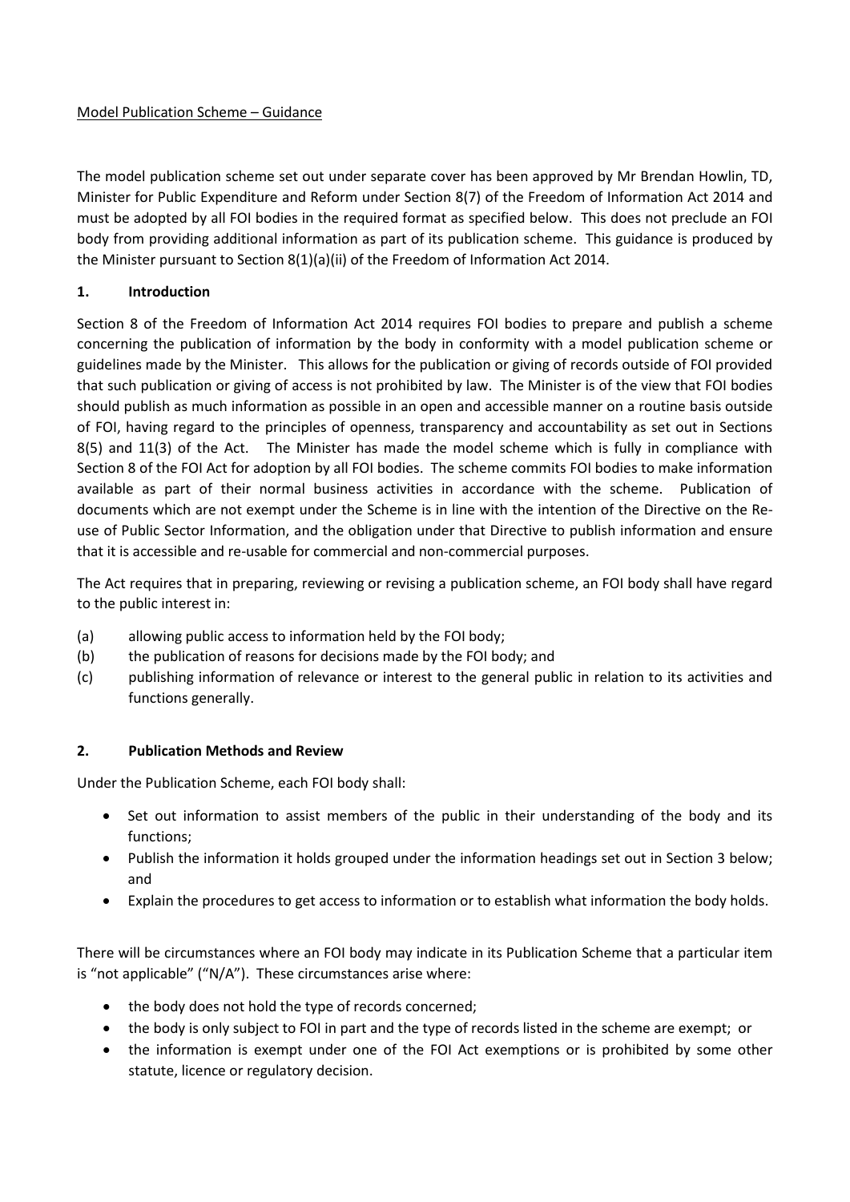Model Publication Scheme – Guidance

The model publication scheme set out under separate cover has been approved by Mr Brendan Howlin, TD, Minister for Public Expenditure and Reform under Section 8(7) of the Freedom of Information Act 2014 and must be adopted by all FOI bodies in the required format as specified below. This does not preclude an FOI body from providing additional information as part of its publication scheme. This guidance is produced by the Minister pursuant to Section 8(1)(a)(ii) of the Freedom of Information Act 2014.

## 1. Introduction

Section 8 of the Freedom of Information Act 2014 requires FOI bodies to prepare and publish a scheme concerning the publication of information by the body in conformity with a model publication scheme or guidelines made by the Minister. This allows for the publication or giving of records outside of FOI provided that such publication or giving of access is not prohibited by law. The Minister is of the view that FOI bodies should publish as much information as possible in an open and accessible manner on a routine basis outside of FOI, having regard to the principles of openness, transparency and accountability as set out in Sections 8(5) and 11(3) of the Act. The Minister has made the model scheme which is fully in compliance with Section 8 of the FOI Act for adoption by all FOI bodies. The scheme commits FOI bodies to make information available as part of their normal business activities in accordance with the scheme. Publication of documents which are not exempt under the Scheme is in line with the intention of the Directive on the Re-use of Public Sector Information, and the obligation under that Directive to publish information and ensure that it is accessible and re-usable for commercial and non-commercial purposes.

The Act requires that in preparing, reviewing or revising a publication scheme, an FOI body shall have regard to the public interest in:

(a) allowing public access to information held by the FOI body;
(b) the publication of reasons for decisions made by the FOI body; and
(c) publishing information of relevance or interest to the general public in relation to its activities and functions generally.

## 2. Publication Methods and Review

Under the Publication Scheme, each FOI body shall:

- Set out information to assist members of the public in their understanding of the body and its functions;
- Publish the information it holds grouped under the information headings set out in Section 3 below; and
- Explain the procedures to get access to information or to establish what information the body holds.

There will be circumstances where an FOI body may indicate in its Publication Scheme that a particular item is "not applicable" ("N/A"). These circumstances arise where:

- the body does not hold the type of records concerned;
- the body is only subject to FOI in part and the type of records listed in the scheme are exempt; or
- the information is exempt under one of the FOI Act exemptions or is prohibited by some other statute, licence or regulatory decision.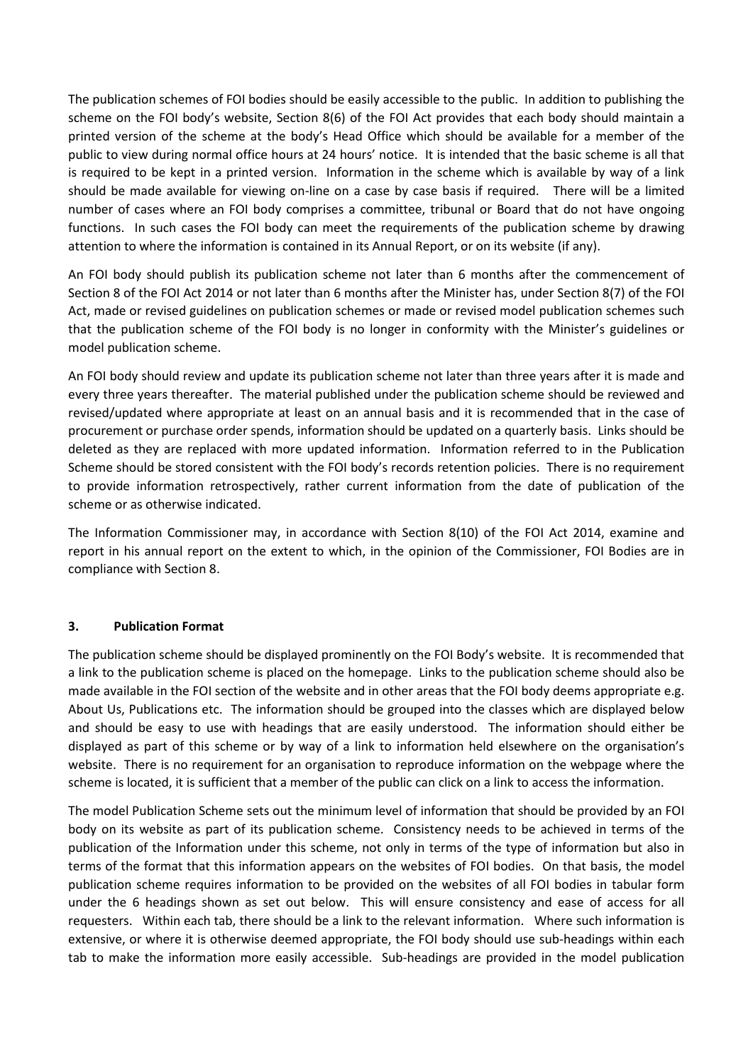The publication schemes of FOI bodies should be easily accessible to the public. In addition to publishing the scheme on the FOI body's website, Section 8(6) of the FOI Act provides that each body should maintain a printed version of the scheme at the body's Head Office which should be available for a member of the public to view during normal office hours at 24 hours' notice. It is intended that the basic scheme is all that is required to be kept in a printed version. Information in the scheme which is available by way of a link should be made available for viewing on-line on a case by case basis if required. There will be a limited number of cases where an FOI body comprises a committee, tribunal or Board that do not have ongoing functions. In such cases the FOI body can meet the requirements of the publication scheme by drawing attention to where the information is contained in its Annual Report, or on its website (if any).

An FOI body should publish its publication scheme not later than 6 months after the commencement of Section 8 of the FOI Act 2014 or not later than 6 months after the Minister has, under Section 8(7) of the FOI Act, made or revised guidelines on publication schemes or made or revised model publication schemes such that the publication scheme of the FOI body is no longer in conformity with the Minister's guidelines or model publication scheme.

An FOI body should review and update its publication scheme not later than three years after it is made and every three years thereafter. The material published under the publication scheme should be reviewed and revised/updated where appropriate at least on an annual basis and it is recommended that in the case of procurement or purchase order spends, information should be updated on a quarterly basis. Links should be deleted as they are replaced with more updated information. Information referred to in the Publication Scheme should be stored consistent with the FOI body's records retention policies. There is no requirement to provide information retrospectively, rather current information from the date of publication of the scheme or as otherwise indicated.

The Information Commissioner may, in accordance with Section 8(10) of the FOI Act 2014, examine and report in his annual report on the extent to which, in the opinion of the Commissioner, FOI Bodies are in compliance with Section 8.

## 3. Publication Format

The publication scheme should be displayed prominently on the FOI Body's website. It is recommended that a link to the publication scheme is placed on the homepage. Links to the publication scheme should also be made available in the FOI section of the website and in other areas that the FOI body deems appropriate e.g. About Us, Publications etc. The information should be grouped into the classes which are displayed below and should be easy to use with headings that are easily understood. The information should either be displayed as part of this scheme or by way of a link to information held elsewhere on the organisation's website. There is no requirement for an organisation to reproduce information on the webpage where the scheme is located, it is sufficient that a member of the public can click on a link to access the information.

The model Publication Scheme sets out the minimum level of information that should be provided by an FOI body on its website as part of its publication scheme. Consistency needs to be achieved in terms of the publication of the Information under this scheme, not only in terms of the type of information but also in terms of the format that this information appears on the websites of FOI bodies. On that basis, the model publication scheme requires information to be provided on the websites of all FOI bodies in tabular form under the 6 headings shown as set out below. This will ensure consistency and ease of access for all requesters. Within each tab, there should be a link to the relevant information. Where such information is extensive, or where it is otherwise deemed appropriate, the FOI body should use sub-headings within each tab to make the information more easily accessible. Sub-headings are provided in the model publication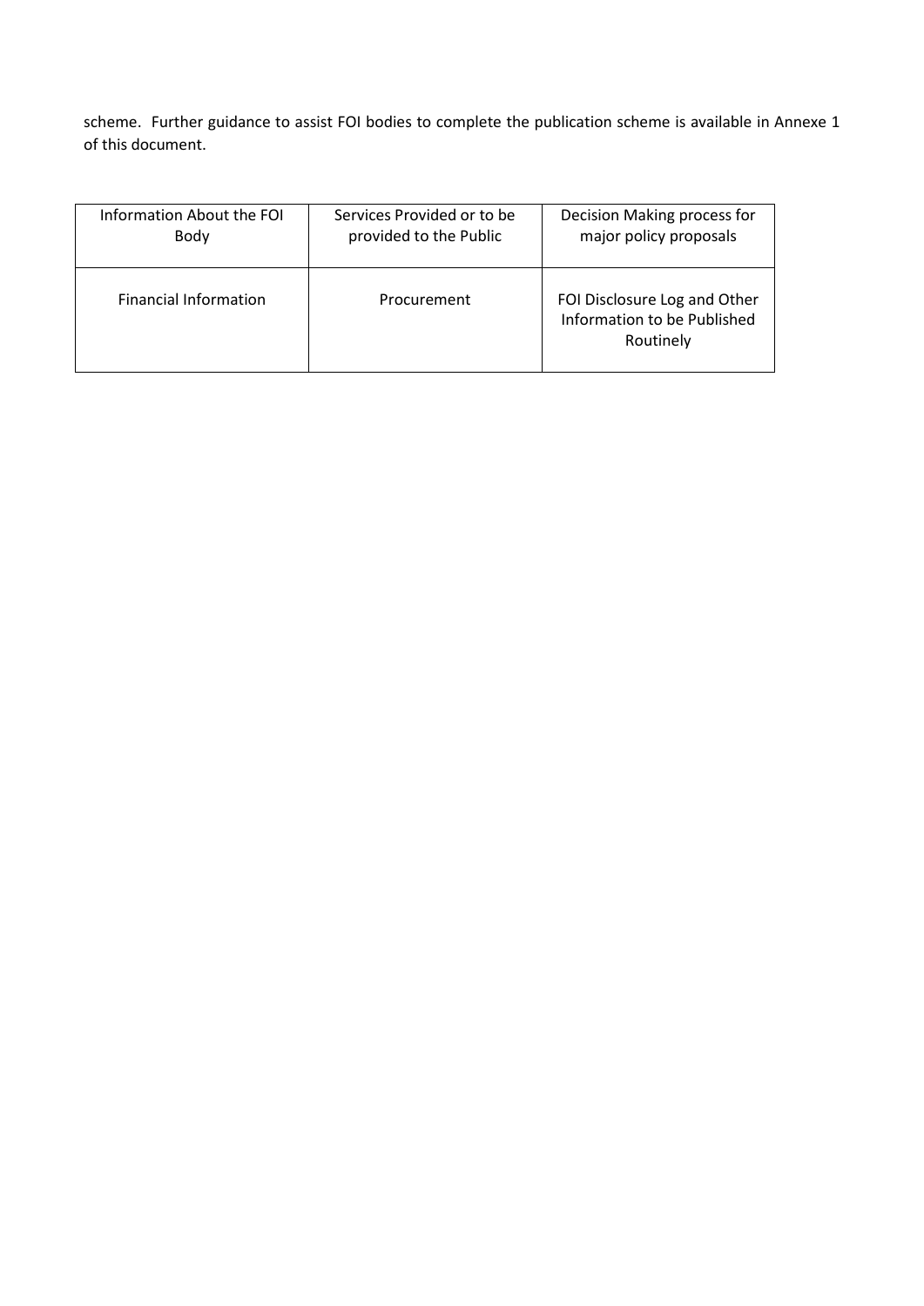scheme. Further guidance to assist FOI bodies to complete the publication scheme is available in Annexe 1 of this document.

| Information About the FOI Body | Services Provided or to be provided to the Public | Decision Making process for major policy proposals |
|---|---|---|
| Financial Information | Procurement | FOI Disclosure Log and Other Information to be Published Routinely |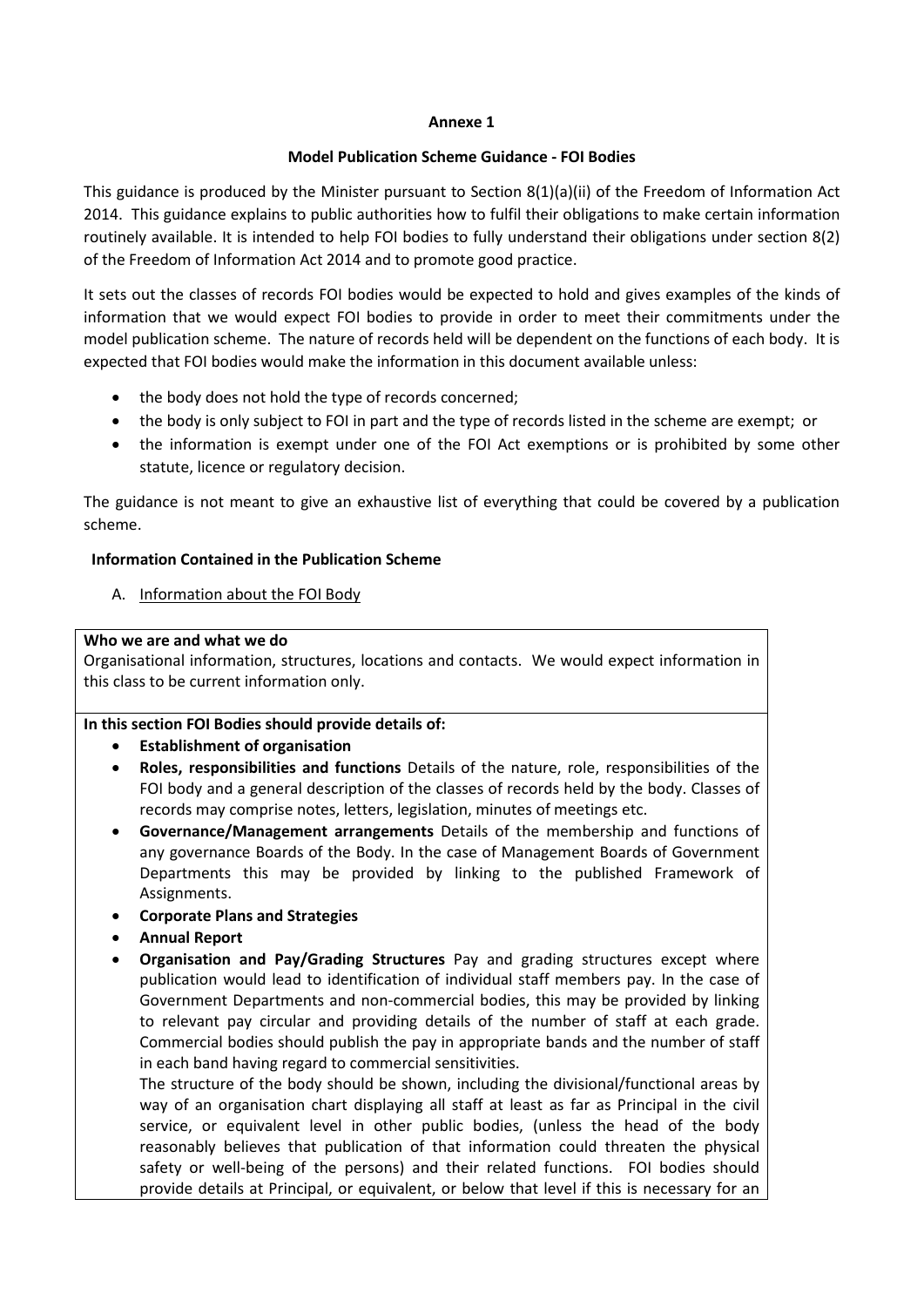**Annexe 1**

**Model Publication Scheme Guidance - FOI Bodies**

This guidance is produced by the Minister pursuant to Section 8(1)(a)(ii) of the Freedom of Information Act 2014. This guidance explains to public authorities how to fulfil their obligations to make certain information routinely available. It is intended to help FOI bodies to fully understand their obligations under section 8(2) of the Freedom of Information Act 2014 and to promote good practice.

It sets out the classes of records FOI bodies would be expected to hold and gives examples of the kinds of information that we would expect FOI bodies to provide in order to meet their commitments under the model publication scheme. The nature of records held will be dependent on the functions of each body. It is expected that FOI bodies would make the information in this document available unless:

- the body does not hold the type of records concerned;
- the body is only subject to FOI in part and the type of records listed in the scheme are exempt; or
- the information is exempt under one of the FOI Act exemptions or is prohibited by some other statute, licence or regulatory decision.

The guidance is not meant to give an exhaustive list of everything that could be covered by a publication scheme.

**Information Contained in the Publication Scheme**

A. Information about the FOI Body

**Who we are and what we do**
Organisational information, structures, locations and contacts. We would expect information in this class to be current information only.

**In this section FOI Bodies should provide details of:**

- **Establishment of organisation**
- **Roles, responsibilities and functions** Details of the nature, role, responsibilities of the FOI body and a general description of the classes of records held by the body. Classes of records may comprise notes, letters, legislation, minutes of meetings etc.
- **Governance/Management arrangements** Details of the membership and functions of any governance Boards of the Body. In the case of Management Boards of Government Departments this may be provided by linking to the published Framework of Assignments.
- **Corporate Plans and Strategies**
- **Annual Report**
- **Organisation and Pay/Grading Structures** Pay and grading structures except where publication would lead to identification of individual staff members pay. In the case of Government Departments and non-commercial bodies, this may be provided by linking to relevant pay circular and providing details of the number of staff at each grade. Commercial bodies should publish the pay in appropriate bands and the number of staff in each band having regard to commercial sensitivities.
  The structure of the body should be shown, including the divisional/functional areas by way of an organisation chart displaying all staff at least as far as Principal in the civil service, or equivalent level in other public bodies, (unless the head of the body reasonably believes that publication of that information could threaten the physical safety or well-being of the persons) and their related functions. FOI bodies should provide details at Principal, or equivalent, or below that level if this is necessary for an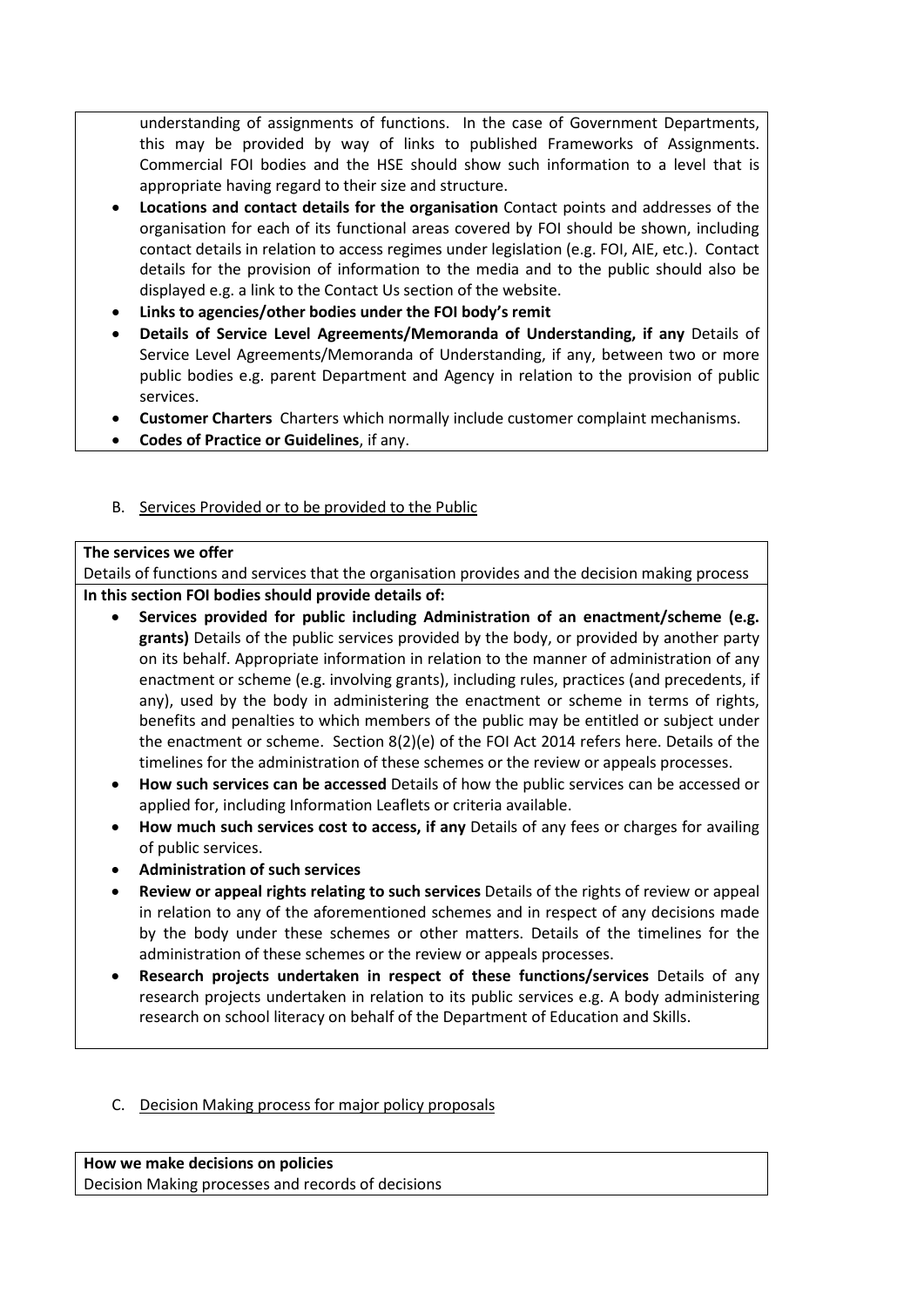understanding of assignments of functions. In the case of Government Departments, this may be provided by way of links to published Frameworks of Assignments. Commercial FOI bodies and the HSE should show such information to a level that is appropriate having regard to their size and structure.

- **Locations and contact details for the organisation** Contact points and addresses of the organisation for each of its functional areas covered by FOI should be shown, including contact details in relation to access regimes under legislation (e.g. FOI, AIE, etc.). Contact details for the provision of information to the media and to the public should also be displayed e.g. a link to the Contact Us section of the website.
- **Links to agencies/other bodies under the FOI body's remit**
- **Details of Service Level Agreements/Memoranda of Understanding, if any** Details of Service Level Agreements/Memoranda of Understanding, if any, between two or more public bodies e.g. parent Department and Agency in relation to the provision of public services.
- **Customer Charters** Charters which normally include customer complaint mechanisms.
- **Codes of Practice or Guidelines**, if any.

B. Services Provided or to be provided to the Public

**The services we offer**

Details of functions and services that the organisation provides and the decision making process

**In this section FOI bodies should provide details of:**

- **Services provided for public including Administration of an enactment/scheme (e.g. grants)** Details of the public services provided by the body, or provided by another party on its behalf. Appropriate information in relation to the manner of administration of any enactment or scheme (e.g. involving grants), including rules, practices (and precedents, if any), used by the body in administering the enactment or scheme in terms of rights, benefits and penalties to which members of the public may be entitled or subject under the enactment or scheme. Section 8(2)(e) of the FOI Act 2014 refers here. Details of the timelines for the administration of these schemes or the review or appeals processes.
- **How such services can be accessed** Details of how the public services can be accessed or applied for, including Information Leaflets or criteria available.
- **How much such services cost to access, if any** Details of any fees or charges for availing of public services.
- **Administration of such services**
- **Review or appeal rights relating to such services** Details of the rights of review or appeal in relation to any of the aforementioned schemes and in respect of any decisions made by the body under these schemes or other matters. Details of the timelines for the administration of these schemes or the review or appeals processes.
- **Research projects undertaken in respect of these functions/services** Details of any research projects undertaken in relation to its public services e.g. A body administering research on school literacy on behalf of the Department of Education and Skills.

C. Decision Making process for major policy proposals

**How we make decisions on policies**

Decision Making processes and records of decisions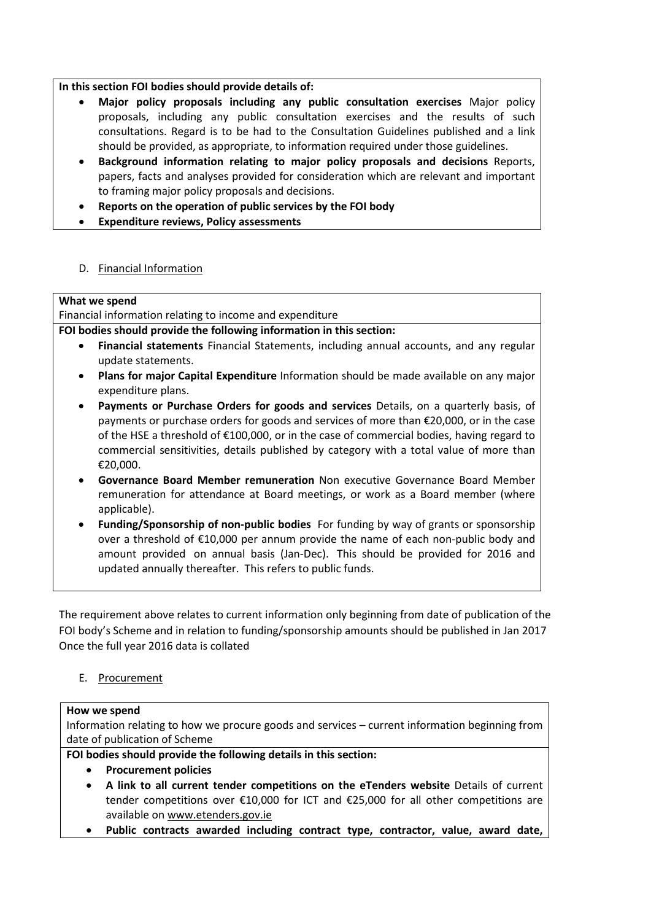**In this section FOI bodies should provide details of:**

- **Major policy proposals including any public consultation exercises** Major policy proposals, including any public consultation exercises and the results of such consultations. Regard is to be had to the Consultation Guidelines published and a link should be provided, as appropriate, to information required under those guidelines.
- **Background information relating to major policy proposals and decisions** Reports, papers, facts and analyses provided for consideration which are relevant and important to framing major policy proposals and decisions.
- **Reports on the operation of public services by the FOI body**
- **Expenditure reviews, Policy assessments**

D. Financial Information

**What we spend**

Financial information relating to income and expenditure

**FOI bodies should provide the following information in this section:**

- **Financial statements** Financial Statements, including annual accounts, and any regular update statements.
- **Plans for major Capital Expenditure** Information should be made available on any major expenditure plans.
- **Payments or Purchase Orders for goods and services** Details, on a quarterly basis, of payments or purchase orders for goods and services of more than €20,000, or in the case of the HSE a threshold of €100,000, or in the case of commercial bodies, having regard to commercial sensitivities, details published by category with a total value of more than €20,000.
- **Governance Board Member remuneration** Non executive Governance Board Member remuneration for attendance at Board meetings, or work as a Board member (where applicable).
- **Funding/Sponsorship of non-public bodies** For funding by way of grants or sponsorship over a threshold of €10,000 per annum provide the name of each non-public body and amount provided on annual basis (Jan-Dec). This should be provided for 2016 and updated annually thereafter. This refers to public funds.

The requirement above relates to current information only beginning from date of publication of the FOI body's Scheme and in relation to funding/sponsorship amounts should be published in Jan 2017 Once the full year 2016 data is collated

E. Procurement

**How we spend**

Information relating to how we procure goods and services – current information beginning from date of publication of Scheme

**FOI bodies should provide the following details in this section:**

- **Procurement policies**
- **A link to all current tender competitions on the eTenders website** Details of current tender competitions over €10,000 for ICT and €25,000 for all other competitions are available on www.etenders.gov.ie
- **Public contracts awarded including contract type, contractor, value, award date,**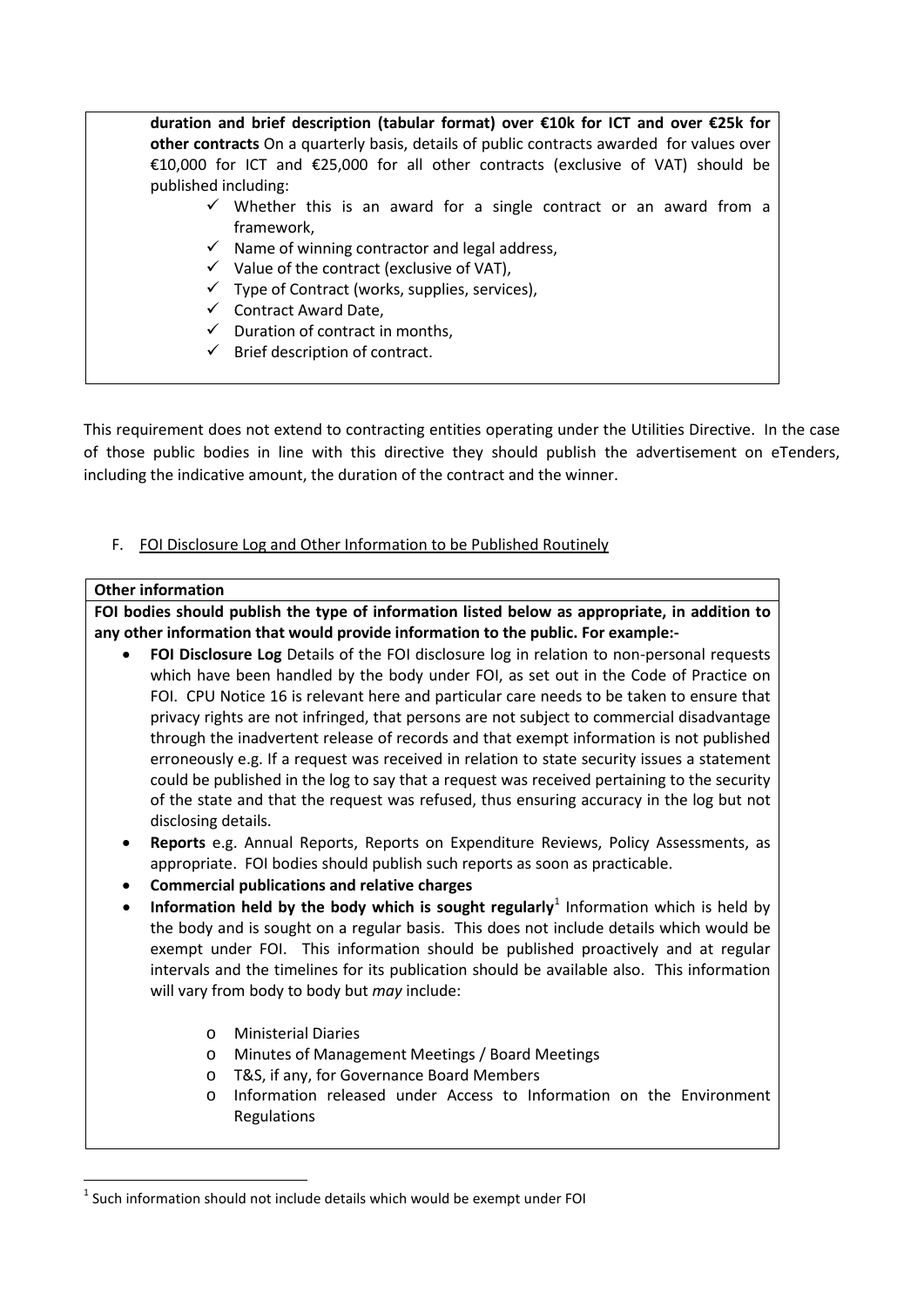**duration and brief description (tabular format) over €10k for ICT and over €25k for other contracts** On a quarterly basis, details of public contracts awarded for values over €10,000 for ICT and €25,000 for all other contracts (exclusive of VAT) should be published including:

- ✓ Whether this is an award for a single contract or an award from a framework,
- ✓ Name of winning contractor and legal address,
- ✓ Value of the contract (exclusive of VAT),
- ✓ Type of Contract (works, supplies, services),
- ✓ Contract Award Date,
- ✓ Duration of contract in months,
- ✓ Brief description of contract.

This requirement does not extend to contracting entities operating under the Utilities Directive. In the case of those public bodies in line with this directive they should publish the advertisement on eTenders, including the indicative amount, the duration of the contract and the winner.

F. FOI Disclosure Log and Other Information to be Published Routinely

**Other information**

**FOI bodies should publish the type of information listed below as appropriate, in addition to any other information that would provide information to the public. For example:-**

- **FOI Disclosure Log** Details of the FOI disclosure log in relation to non-personal requests which have been handled by the body under FOI, as set out in the Code of Practice on FOI. CPU Notice 16 is relevant here and particular care needs to be taken to ensure that privacy rights are not infringed, that persons are not subject to commercial disadvantage through the inadvertent release of records and that exempt information is not published erroneously e.g. If a request was received in relation to state security issues a statement could be published in the log to say that a request was received pertaining to the security of the state and that the request was refused, thus ensuring accuracy in the log but not disclosing details.
- **Reports** e.g. Annual Reports, Reports on Expenditure Reviews, Policy Assessments, as appropriate. FOI bodies should publish such reports as soon as practicable.
- **Commercial publications and relative charges**
- **Information held by the body which is sought regularly**[1] Information which is held by the body and is sought on a regular basis. This does not include details which would be exempt under FOI. This information should be published proactively and at regular intervals and the timelines for its publication should be available also. This information will vary from body to body but *may* include:
  - Ministerial Diaries
  - Minutes of Management Meetings / Board Meetings
  - T&S, if any, for Governance Board Members
  - Information released under Access to Information on the Environment Regulations

[1] Such information should not include details which would be exempt under FOI